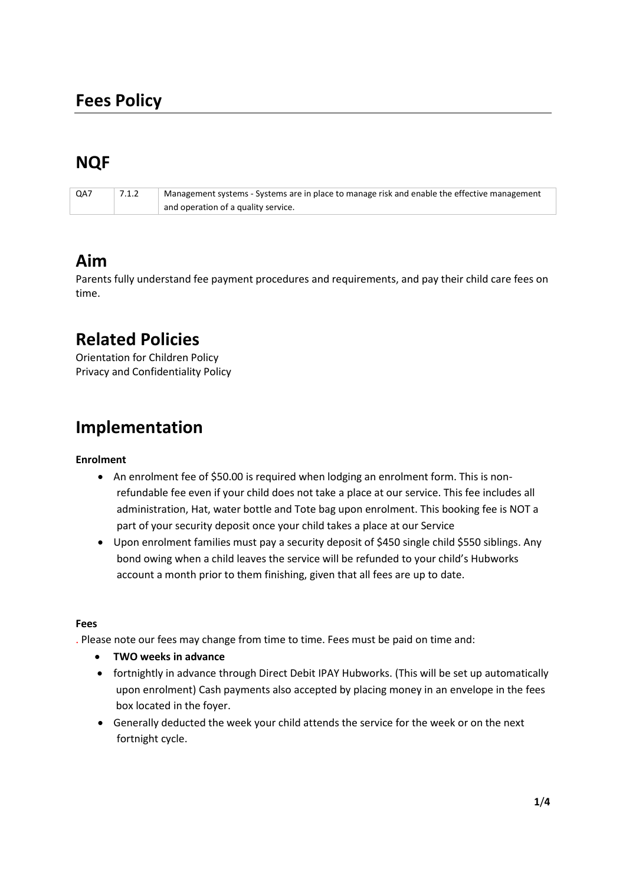## Fees Policy

## NQF

| QA7 | 7.1.2 | Management systems - Systems are in place to manage risk and enable the effective management and operation of a quality service. |
|---|---|---|

## Aim

Parents fully understand fee payment procedures and requirements, and pay their child care fees on time.

## Related Policies

Orientation for Children Policy
Privacy and Confidentiality Policy

## Implementation

**Enrolment**

- An enrolment fee of $50.00 is required when lodging an enrolment form. This is non-refundable fee even if your child does not take a place at our service. This fee includes all administration, Hat, water bottle and Tote bag upon enrolment. This booking fee is NOT a part of your security deposit once your child takes a place at our Service
- Upon enrolment families must pay a security deposit of $450 single child $550 siblings. Any bond owing when a child leaves the service will be refunded to your child's Hubworks account a month prior to them finishing, given that all fees are up to date.

**Fees**

. Please note our fees may change from time to time. Fees must be paid on time and:

- **TWO weeks in advance**
- fortnightly in advance through Direct Debit IPAY Hubworks. (This will be set up automatically upon enrolment) Cash payments also accepted by placing money in an envelope in the fees box located in the foyer.
- Generally deducted the week your child attends the service for the week or on the next fortnight cycle.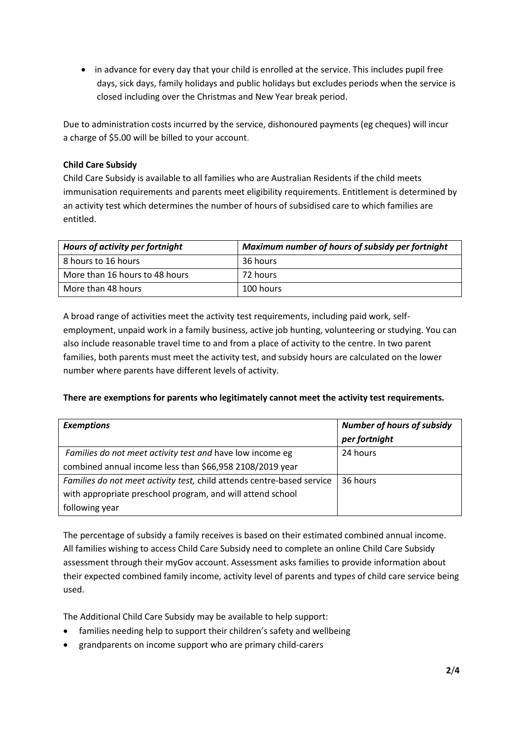- in advance for every day that your child is enrolled at the service. This includes pupil free days, sick days, family holidays and public holidays but excludes periods when the service is closed including over the Christmas and New Year break period.

Due to administration costs incurred by the service, dishonoured payments (eg cheques) will incur a charge of $5.00 will be billed to your account.

**Child Care Subsidy**

Child Care Subsidy is available to all families who are Australian Residents if the child meets immunisation requirements and parents meet eligibility requirements. Entitlement is determined by an activity test which determines the number of hours of subsidised care to which families are entitled.

| ***Hours of activity per fortnight*** | ***Maximum number of hours of subsidy per fortnight*** |
| --- | --- |
| 8 hours to 16 hours | 36 hours |
| More than 16 hours to 48 hours | 72 hours |
| More than 48 hours | 100 hours |

A broad range of activities meet the activity test requirements, including paid work, self-employment, unpaid work in a family business, active job hunting, volunteering or studying. You can also include reasonable travel time to and from a place of activity to the centre. In two parent families, both parents must meet the activity test, and subsidy hours are calculated on the lower number where parents have different levels of activity.

**There are exemptions for parents who legitimately cannot meet the activity test requirements.**

| ***Exemptions*** | ***Number of hours of subsidy per fortnight*** |
| --- | --- |
| *Families do not meet activity test and* have low income eg combined annual income less than $66,958 2108/2019 year | 24 hours |
| *Families do not meet activity test,* child attends centre-based service with appropriate preschool program, and will attend school following year | 36 hours |

The percentage of subsidy a family receives is based on their estimated combined annual income. All families wishing to access Child Care Subsidy need to complete an online Child Care Subsidy assessment through their myGov account. Assessment asks families to provide information about their expected combined family income, activity level of parents and types of child care service being used.

The Additional Child Care Subsidy may be available to help support:

- families needing help to support their children's safety and wellbeing
- grandparents on income support who are primary child-carers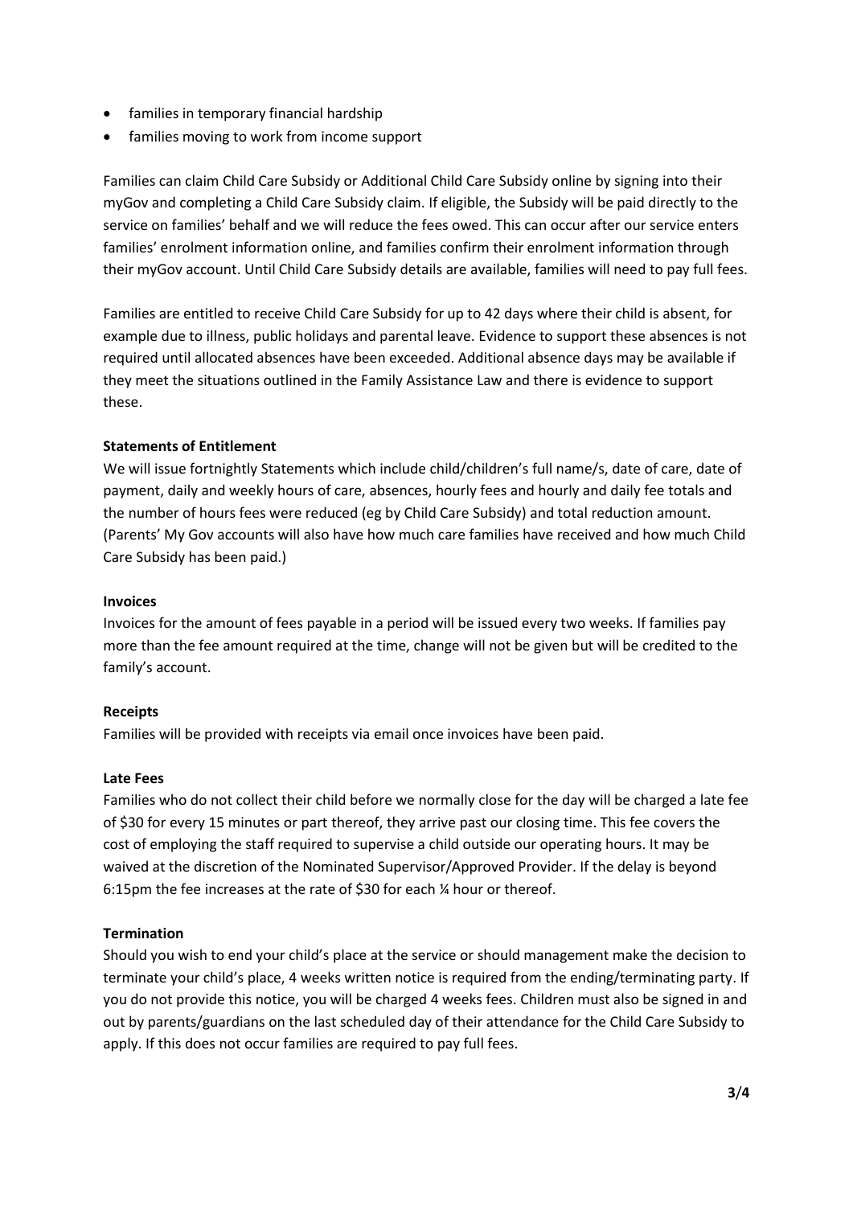- families in temporary financial hardship
- families moving to work from income support

Families can claim Child Care Subsidy or Additional Child Care Subsidy online by signing into their myGov and completing a Child Care Subsidy claim. If eligible, the Subsidy will be paid directly to the service on families' behalf and we will reduce the fees owed. This can occur after our service enters families' enrolment information online, and families confirm their enrolment information through their myGov account. Until Child Care Subsidy details are available, families will need to pay full fees.

Families are entitled to receive Child Care Subsidy for up to 42 days where their child is absent, for example due to illness, public holidays and parental leave. Evidence to support these absences is not required until allocated absences have been exceeded. Additional absence days may be available if they meet the situations outlined in the Family Assistance Law and there is evidence to support these.

**Statements of Entitlement**

We will issue fortnightly Statements which include child/children's full name/s, date of care, date of payment, daily and weekly hours of care, absences, hourly fees and hourly and daily fee totals and the number of hours fees were reduced (eg by Child Care Subsidy) and total reduction amount. (Parents' My Gov accounts will also have how much care families have received and how much Child Care Subsidy has been paid.)

**Invoices**

Invoices for the amount of fees payable in a period will be issued every two weeks. If families pay more than the fee amount required at the time, change will not be given but will be credited to the family's account.

**Receipts**

Families will be provided with receipts via email once invoices have been paid.

**Late Fees**

Families who do not collect their child before we normally close for the day will be charged a late fee of $30 for every 15 minutes or part thereof, they arrive past our closing time. This fee covers the cost of employing the staff required to supervise a child outside our operating hours. It may be waived at the discretion of the Nominated Supervisor/Approved Provider. If the delay is beyond 6:15pm the fee increases at the rate of $30 for each ¼ hour or thereof.

**Termination**

Should you wish to end your child's place at the service or should management make the decision to terminate your child's place, 4 weeks written notice is required from the ending/terminating party. If you do not provide this notice, you will be charged 4 weeks fees. Children must also be signed in and out by parents/guardians on the last scheduled day of their attendance for the Child Care Subsidy to apply. If this does not occur families are required to pay full fees.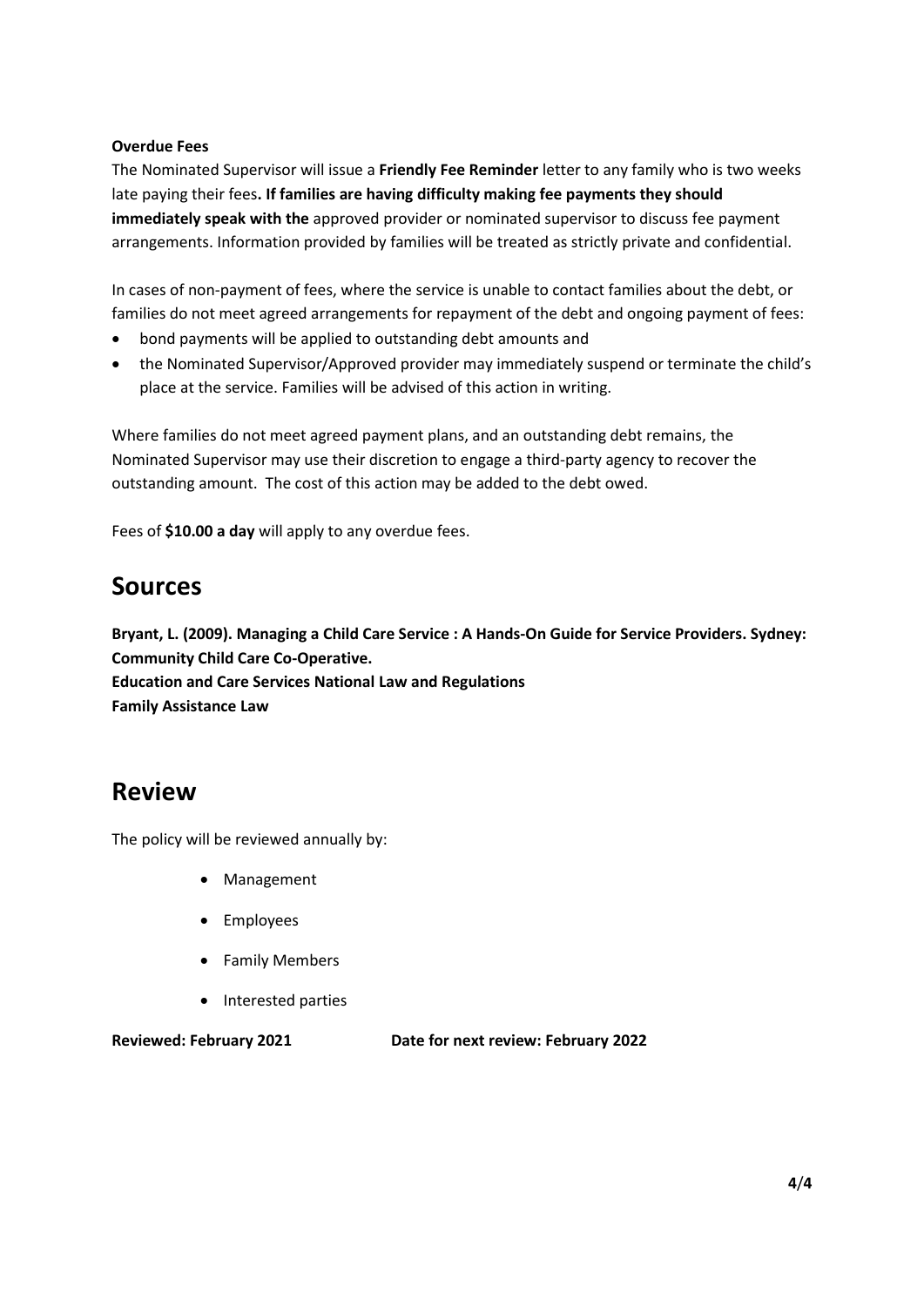**Overdue Fees**

The Nominated Supervisor will issue a **Friendly Fee Reminder** letter to any family who is two weeks late paying their fees**. If families are having difficulty making fee payments they should immediately speak with the** approved provider or nominated supervisor to discuss fee payment arrangements. Information provided by families will be treated as strictly private and confidential.

In cases of non-payment of fees, where the service is unable to contact families about the debt, or families do not meet agreed arrangements for repayment of the debt and ongoing payment of fees:

- bond payments will be applied to outstanding debt amounts and
- the Nominated Supervisor/Approved provider may immediately suspend or terminate the child's place at the service. Families will be advised of this action in writing.

Where families do not meet agreed payment plans, and an outstanding debt remains, the Nominated Supervisor may use their discretion to engage a third-party agency to recover the outstanding amount. The cost of this action may be added to the debt owed.

Fees of **$10.00 a day** will apply to any overdue fees.

# Sources

**Bryant, L. (2009). Managing a Child Care Service : A Hands-On Guide for Service Providers. Sydney: Community Child Care Co-Operative.**
**Education and Care Services National Law and Regulations**
**Family Assistance Law**

# Review

The policy will be reviewed annually by:

- Management
- Employees
- Family Members
- Interested parties

**Reviewed: February 2021** **Date for next review: February 2022**